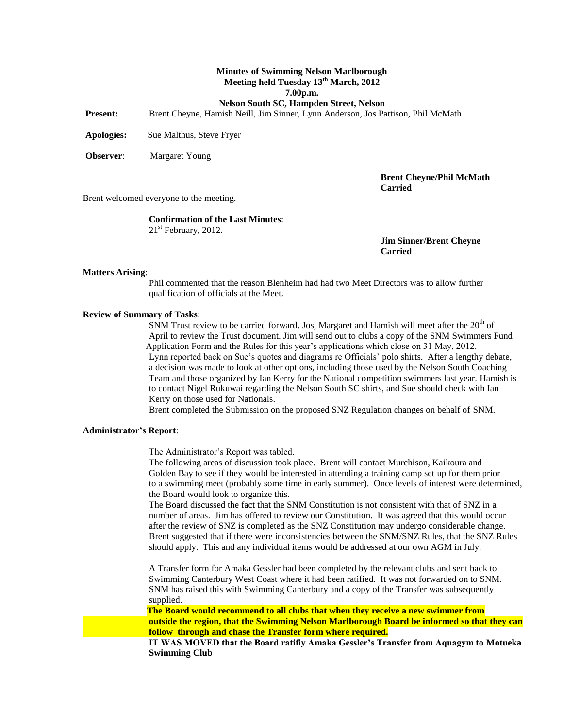**Minutes of Swimming Nelson Marlborough**
**Meeting held Tuesday 13th March, 2012**
**7.00p.m.**
**Nelson South SC, Hampden Street, Nelson**

**Present:** Brent Cheyne, Hamish Neill, Jim Sinner, Lynn Anderson, Jos Pattison, Phil McMath

**Apologies:** Sue Malthus, Steve Fryer

**Observer**: Margaret Young

**Brent Cheyne/Phil McMath**
**Carried**

Brent welcomed everyone to the meeting.

**Confirmation of the Last Minutes**:
21st February, 2012.

**Jim Sinner/Brent Cheyne**
**Carried**

**Matters Arising**:

Phil commented that the reason Blenheim had had two Meet Directors was to allow further qualification of officials at the Meet.

**Review of Summary of Tasks**:

SNM Trust review to be carried forward. Jos, Margaret and Hamish will meet after the 20th of April to review the Trust document. Jim will send out to clubs a copy of the SNM Swimmers Fund Application Form and the Rules for this year's applications which close on 31 May, 2012.
Lynn reported back on Sue's quotes and diagrams re Officials' polo shirts. After a lengthy debate, a decision was made to look at other options, including those used by the Nelson South Coaching Team and those organized by Ian Kerry for the National competition swimmers last year. Hamish is to contact Nigel Rukuwai regarding the Nelson South SC shirts, and Sue should check with Ian Kerry on those used for Nationals.
Brent completed the Submission on the proposed SNZ Regulation changes on behalf of SNM.

**Administrator's Report**:

The Administrator's Report was tabled.
The following areas of discussion took place. Brent will contact Murchison, Kaikoura and Golden Bay to see if they would be interested in attending a training camp set up for them prior to a swimming meet (probably some time in early summer). Once levels of interest were determined, the Board would look to organize this.
The Board discussed the fact that the SNM Constitution is not consistent with that of SNZ in a number of areas. Jim has offered to review our Constitution. It was agreed that this would occur after the review of SNZ is completed as the SNZ Constitution may undergo considerable change. Brent suggested that if there were inconsistencies between the SNM/SNZ Rules, that the SNZ Rules should apply. This and any individual items would be addressed at our own AGM in July.

A Transfer form for Amaka Gessler had been completed by the relevant clubs and sent back to Swimming Canterbury West Coast where it had been ratified. It was not forwarded on to SNM. SNM has raised this with Swimming Canterbury and a copy of the Transfer was subsequently supplied.
**The Board would recommend to all clubs that when they receive a new swimmer from outside the region, that the Swimming Nelson Marlborough Board be informed so that they can follow through and chase the Transfer form where required.**
**IT WAS MOVED that the Board ratifiy Amaka Gessler's Transfer from Aquagym to Motueka Swimming Club**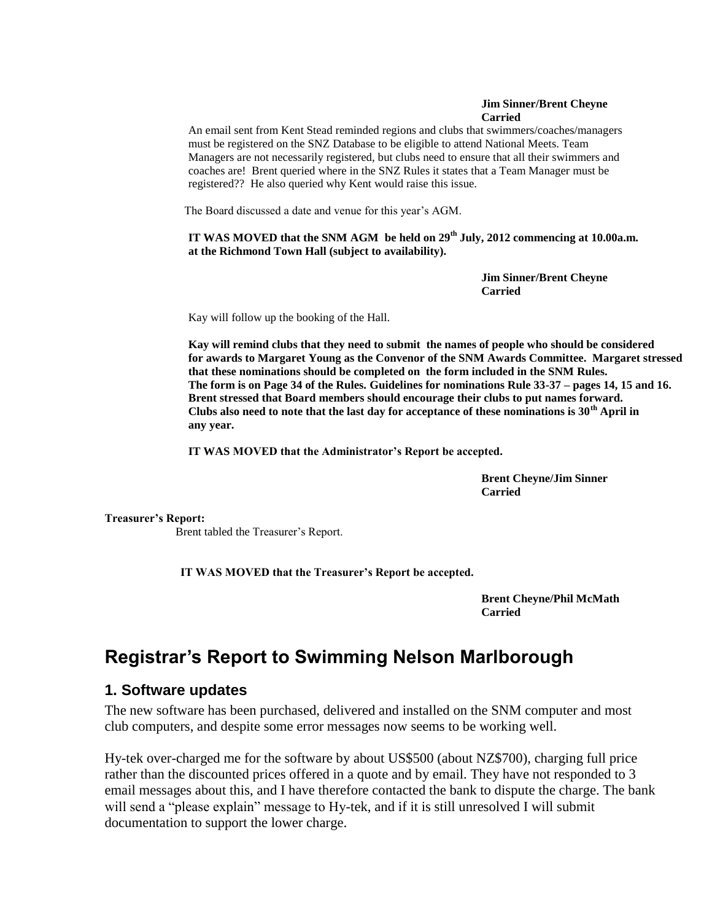**Jim Sinner/Brent Cheyne**
**Carried**

An email sent from Kent Stead reminded regions and clubs that swimmers/coaches/managers must be registered on the SNZ Database to be eligible to attend National Meets. Team Managers are not necessarily registered, but clubs need to ensure that all their swimmers and coaches are! Brent queried where in the SNZ Rules it states that a Team Manager must be registered?? He also queried why Kent would raise this issue.

The Board discussed a date and venue for this year's AGM.

**IT WAS MOVED that the SNM AGM be held on 29th July, 2012 commencing at 10.00a.m. at the Richmond Town Hall (subject to availability).**

**Jim Sinner/Brent Cheyne**
**Carried**

Kay will follow up the booking of the Hall.

**Kay will remind clubs that they need to submit the names of people who should be considered for awards to Margaret Young as the Convenor of the SNM Awards Committee. Margaret stressed that these nominations should be completed on the form included in the SNM Rules. The form is on Page 34 of the Rules. Guidelines for nominations Rule 33-37 – pages 14, 15 and 16. Brent stressed that Board members should encourage their clubs to put names forward. Clubs also need to note that the last day for acceptance of these nominations is 30th April in any year.**

**IT WAS MOVED that the Administrator's Report be accepted.**

**Brent Cheyne/Jim Sinner**
**Carried**

**Treasurer's Report:**

Brent tabled the Treasurer's Report.

**IT WAS MOVED that the Treasurer's Report be accepted.**

**Brent Cheyne/Phil McMath**
**Carried**

# Registrar's Report to Swimming Nelson Marlborough

## 1. Software updates

The new software has been purchased, delivered and installed on the SNM computer and most club computers, and despite some error messages now seems to be working well.

Hy-tek over-charged me for the software by about US$500 (about NZ$700), charging full price rather than the discounted prices offered in a quote and by email. They have not responded to 3 email messages about this, and I have therefore contacted the bank to dispute the charge. The bank will send a "please explain" message to Hy-tek, and if it is still unresolved I will submit documentation to support the lower charge.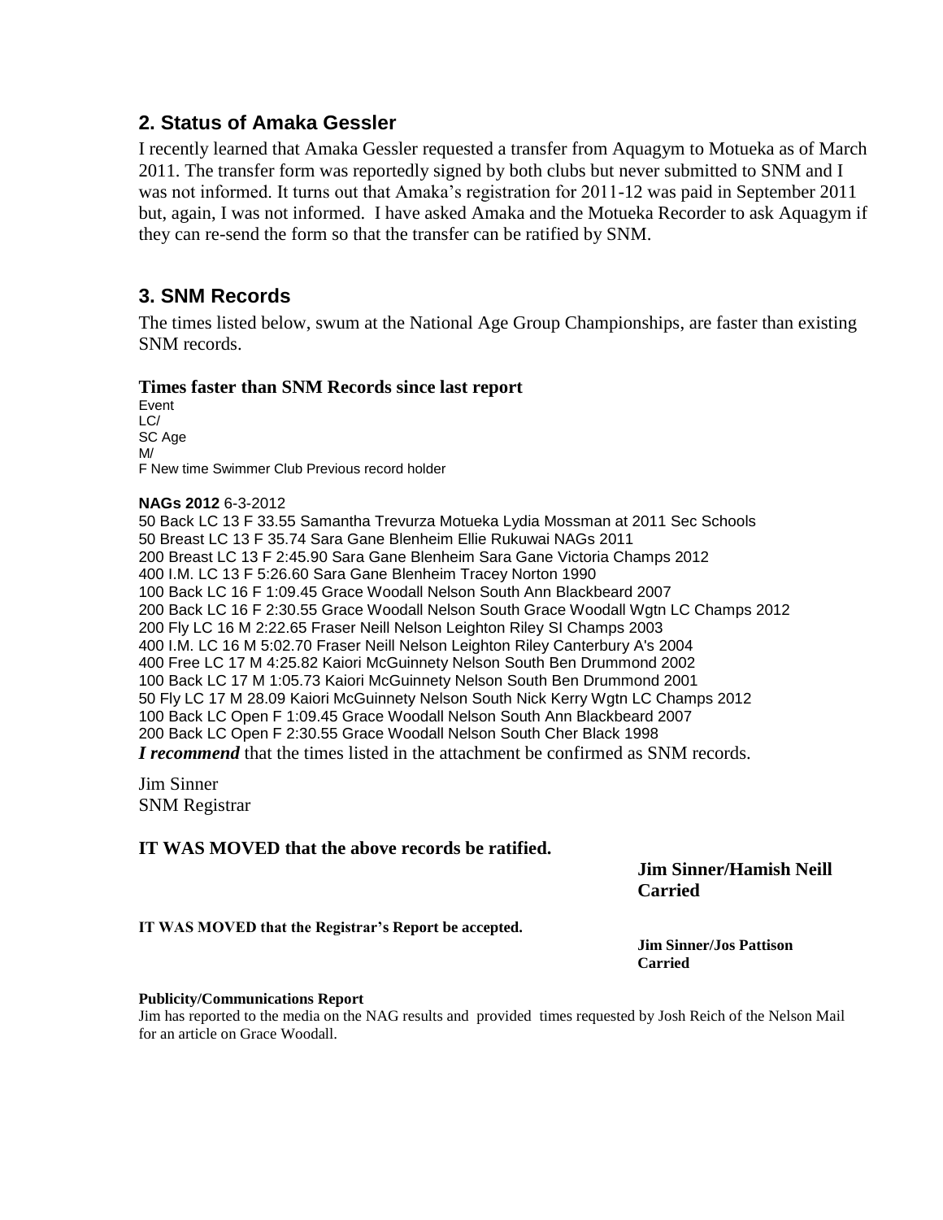## 2. Status of Amaka Gessler

I recently learned that Amaka Gessler requested a transfer from Aquagym to Motueka as of March 2011. The transfer form was reportedly signed by both clubs but never submitted to SNM and I was not informed. It turns out that Amaka's registration for 2011-12 was paid in September 2011 but, again, I was not informed. I have asked Amaka and the Motueka Recorder to ask Aquagym if they can re-send the form so that the transfer can be ratified by SNM.

## 3. SNM Records

The times listed below, swum at the National Age Group Championships, are faster than existing SNM records.

### Times faster than SNM Records since last report

| Event | LC/SC | Age | M/F | New time | Swimmer | Club | Previous record holder |
|---|---|---|---|---|---|---|---|
| **NAGs 2012** 6-3-2012 | | | | | | | |
| 50 Back | LC | 13 | F | 33.55 | Samantha Trevurza | Motueka | Lydia Mossman at 2011 Sec Schools |
| 50 Breast | LC | 13 | F | 35.74 | Sara Gane | Blenheim | Ellie Rukuwai NAGs 2011 |
| 200 Breast | LC | 13 | F | 2:45.90 | Sara Gane | Blenheim | Sara Gane Victoria Champs 2012 |
| 400 I.M. | LC | 13 | F | 5:26.60 | Sara Gane | Blenheim | Tracey Norton 1990 |
| 100 Back | LC | 16 | F | 1:09.45 | Grace Woodall | Nelson South | Ann Blackbeard 2007 |
| 200 Back | LC | 16 | F | 2:30.55 | Grace Woodall | Nelson South | Grace Woodall Wgtn LC Champs 2012 |
| 200 Fly | LC | 16 | M | 2:22.65 | Fraser Neill | Nelson | Leighton Riley SI Champs 2003 |
| 400 I.M. | LC | 16 | M | 5:02.70 | Fraser Neill | Nelson | Leighton Riley Canterbury A's 2004 |
| 400 Free | LC | 17 | M | 4:25.82 | Kaiori McGuinnety | Nelson South | Ben Drummond 2002 |
| 100 Back | LC | 17 | M | 1:05.73 | Kaiori McGuinnety | Nelson South | Ben Drummond 2001 |
| 50 Fly | LC | 17 | M | 28.09 | Kaiori McGuinnety | Nelson South | Nick Kerry Wgtn LC Champs 2012 |
| 100 Back | LC | Open | F | 1:09.45 | Grace Woodall | Nelson South | Ann Blackbeard 2007 |
| 200 Back | LC | Open | F | 2:30.55 | Grace Woodall | Nelson South | Cher Black 1998 |

***I recommend*** that the times listed in the attachment be confirmed as SNM records.

Jim Sinner
SNM Registrar

**IT WAS MOVED that the above records be ratified.**

**Jim Sinner/Hamish Neill**
**Carried**

**IT WAS MOVED that the Registrar's Report be accepted.**

**Jim Sinner/Jos Pattison**
**Carried**

**Publicity/Communications Report**

Jim has reported to the media on the NAG results and provided times requested by Josh Reich of the Nelson Mail for an article on Grace Woodall.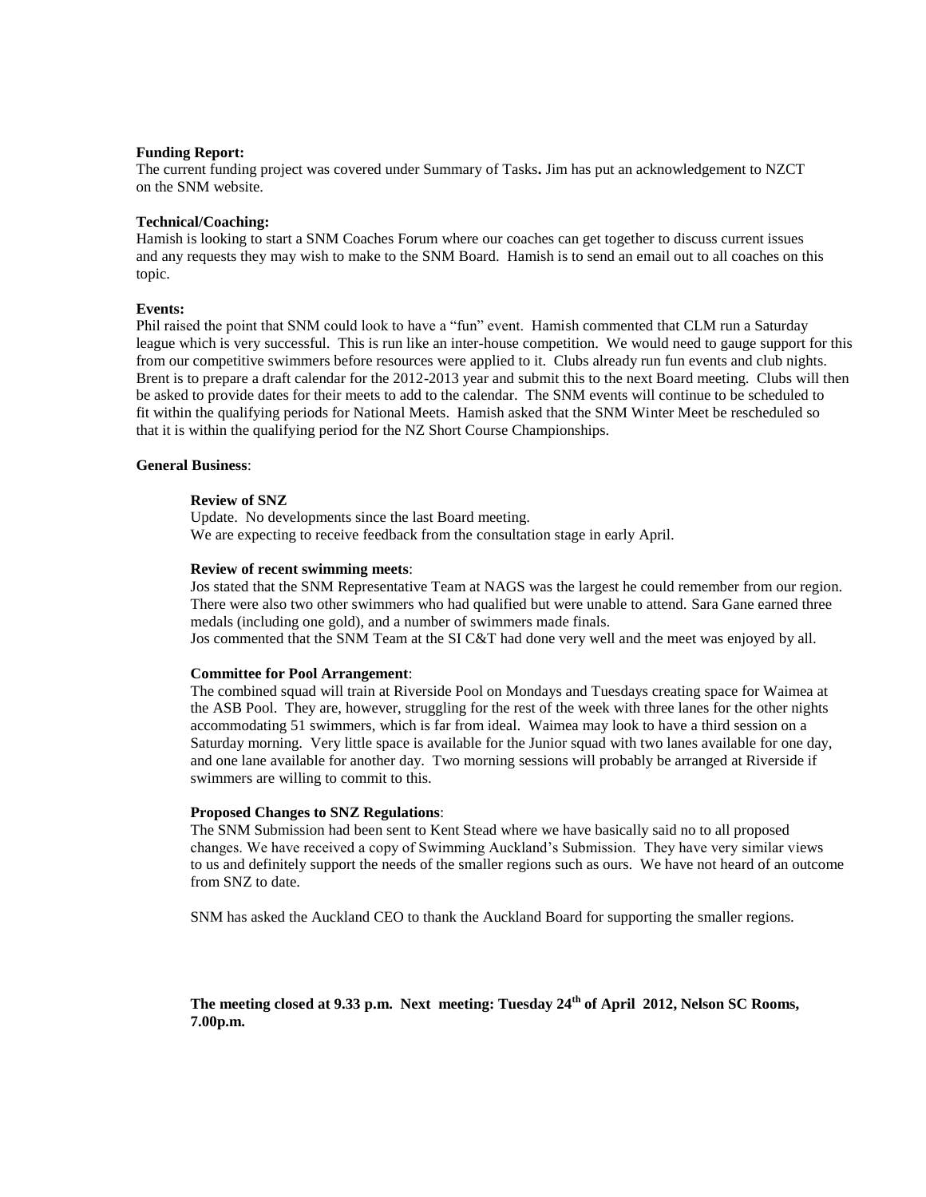**Funding Report:**
The current funding project was covered under Summary of Tasks**.** Jim has put an acknowledgement to NZCT on the SNM website.

**Technical/Coaching:**
Hamish is looking to start a SNM Coaches Forum where our coaches can get together to discuss current issues and any requests they may wish to make to the SNM Board. Hamish is to send an email out to all coaches on this topic.

**Events:**
Phil raised the point that SNM could look to have a "fun" event. Hamish commented that CLM run a Saturday league which is very successful. This is run like an inter-house competition. We would need to gauge support for this from our competitive swimmers before resources were applied to it. Clubs already run fun events and club nights. Brent is to prepare a draft calendar for the 2012-2013 year and submit this to the next Board meeting. Clubs will then be asked to provide dates for their meets to add to the calendar. The SNM events will continue to be scheduled to fit within the qualifying periods for National Meets. Hamish asked that the SNM Winter Meet be rescheduled so that it is within the qualifying period for the NZ Short Course Championships.

**General Business**:

**Review of SNZ**
Update. No developments since the last Board meeting.
We are expecting to receive feedback from the consultation stage in early April.

**Review of recent swimming meets**:
Jos stated that the SNM Representative Team at NAGS was the largest he could remember from our region. There were also two other swimmers who had qualified but were unable to attend. Sara Gane earned three medals (including one gold), and a number of swimmers made finals.
Jos commented that the SNM Team at the SI C&T had done very well and the meet was enjoyed by all.

**Committee for Pool Arrangement**:
The combined squad will train at Riverside Pool on Mondays and Tuesdays creating space for Waimea at the ASB Pool. They are, however, struggling for the rest of the week with three lanes for the other nights accommodating 51 swimmers, which is far from ideal. Waimea may look to have a third session on a Saturday morning. Very little space is available for the Junior squad with two lanes available for one day, and one lane available for another day. Two morning sessions will probably be arranged at Riverside if swimmers are willing to commit to this.

**Proposed Changes to SNZ Regulations**:
The SNM Submission had been sent to Kent Stead where we have basically said no to all proposed changes. We have received a copy of Swimming Auckland's Submission. They have very similar views to us and definitely support the needs of the smaller regions such as ours. We have not heard of an outcome from SNZ to date.

SNM has asked the Auckland CEO to thank the Auckland Board for supporting the smaller regions.

**The meeting closed at 9.33 p.m. Next meeting: Tuesday 24th of April 2012, Nelson SC Rooms, 7.00p.m.**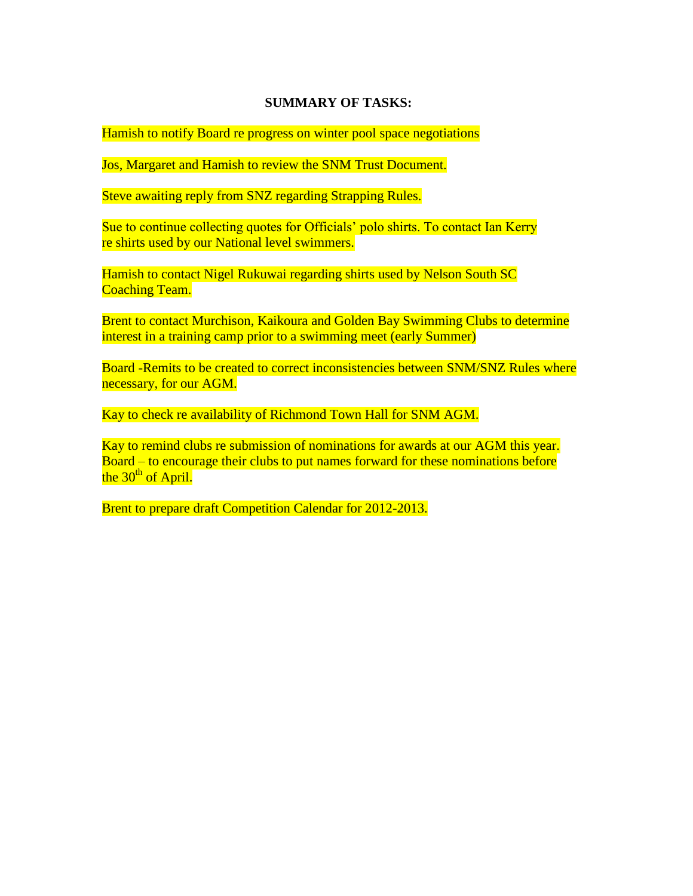**SUMMARY OF TASKS:**

Hamish to notify Board re progress on winter pool space negotiations

Jos, Margaret and Hamish to review the SNM Trust Document.

Steve awaiting reply from SNZ regarding Strapping Rules.

Sue to continue collecting quotes for Officials' polo shirts. To contact Ian Kerry re shirts used by our National level swimmers.

Hamish to contact Nigel Rukuwai regarding shirts used by Nelson South SC Coaching Team.

Brent to contact Murchison, Kaikoura and Golden Bay Swimming Clubs to determine interest in a training camp prior to a swimming meet (early Summer)

Board -Remits to be created to correct inconsistencies between SNM/SNZ Rules where necessary, for our AGM.

Kay to check re availability of Richmond Town Hall for SNM AGM.

Kay to remind clubs re submission of nominations for awards at our AGM this year. Board – to encourage their clubs to put names forward for these nominations before the 30th of April.

Brent to prepare draft Competition Calendar for 2012-2013.